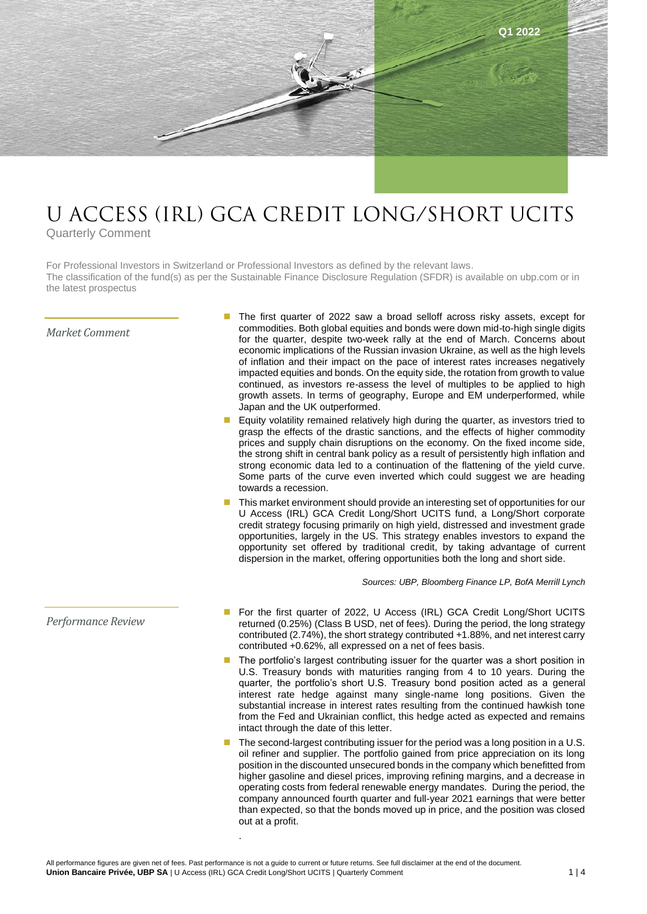Q1 2022

# U ACCESS (IRL) GCA CREDIT LONG/SHORT UCITS

Quarterly Comment

For Professional Investors in Switzerland or Professional Investors as defined by the relevant laws.
The classification of the fund(s) as per the Sustainable Finance Disclosure Regulation (SFDR) is available on ubp.com or in the latest prospectus

## *Market Comment*

- The first quarter of 2022 saw a broad selloff across risky assets, except for commodities. Both global equities and bonds were down mid-to-high single digits for the quarter, despite two-week rally at the end of March. Concerns about economic implications of the Russian invasion Ukraine, as well as the high levels of inflation and their impact on the pace of interest rates increases negatively impacted equities and bonds. On the equity side, the rotation from growth to value continued, as investors re-assess the level of multiples to be applied to high growth assets. In terms of geography, Europe and EM underperformed, while Japan and the UK outperformed.
- Equity volatility remained relatively high during the quarter, as investors tried to grasp the effects of the drastic sanctions, and the effects of higher commodity prices and supply chain disruptions on the economy. On the fixed income side, the strong shift in central bank policy as a result of persistently high inflation and strong economic data led to a continuation of the flattening of the yield curve. Some parts of the curve even inverted which could suggest we are heading towards a recession.
- This market environment should provide an interesting set of opportunities for our U Access (IRL) GCA Credit Long/Short UCITS fund, a Long/Short corporate credit strategy focusing primarily on high yield, distressed and investment grade opportunities, largely in the US. This strategy enables investors to expand the opportunity set offered by traditional credit, by taking advantage of current dispersion in the market, offering opportunities both the long and short side.

*Sources: UBP, Bloomberg Finance LP, BofA Merrill Lynch*

## *Performance Review*

- For the first quarter of 2022, U Access (IRL) GCA Credit Long/Short UCITS returned (0.25%) (Class B USD, net of fees). During the period, the long strategy contributed (2.74%), the short strategy contributed +1.88%, and net interest carry contributed +0.62%, all expressed on a net of fees basis.
- The portfolio's largest contributing issuer for the quarter was a short position in U.S. Treasury bonds with maturities ranging from 4 to 10 years. During the quarter, the portfolio's short U.S. Treasury bond position acted as a general interest rate hedge against many single-name long positions. Given the substantial increase in interest rates resulting from the continued hawkish tone from the Fed and Ukrainian conflict, this hedge acted as expected and remains intact through the date of this letter.
- The second-largest contributing issuer for the period was a long position in a U.S. oil refiner and supplier. The portfolio gained from price appreciation on its long position in the discounted unsecured bonds in the company which benefitted from higher gasoline and diesel prices, improving refining margins, and a decrease in operating costs from federal renewable energy mandates. During the period, the company announced fourth quarter and full-year 2021 earnings that were better than expected, so that the bonds moved up in price, and the position was closed out at a profit.

All performance figures are given net of fees. Past performance is not a guide to current or future returns. See full disclaimer at the end of the document.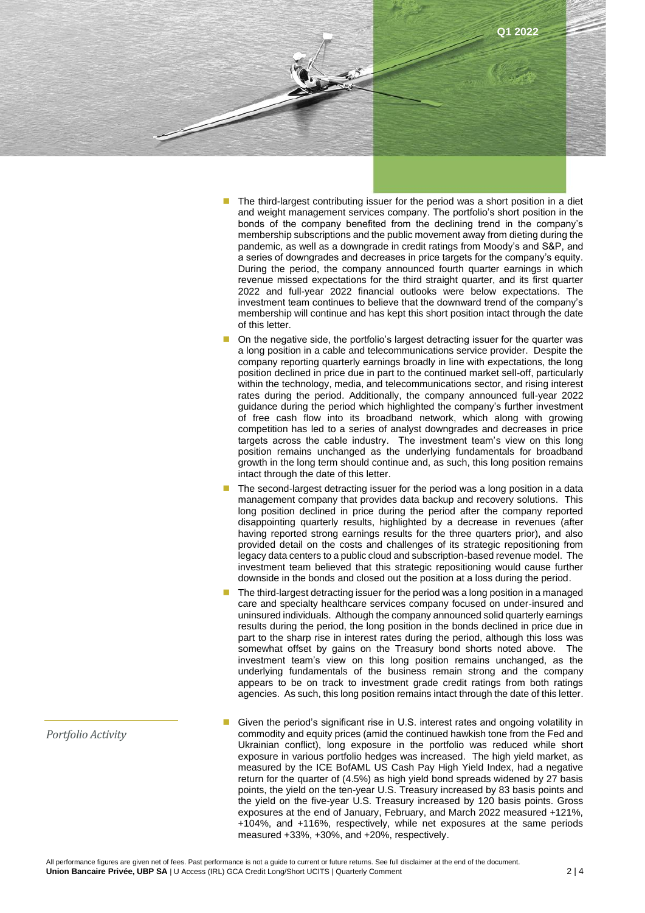Q1 2022

- The third-largest contributing issuer for the period was a short position in a diet and weight management services company. The portfolio's short position in the bonds of the company benefited from the declining trend in the company's membership subscriptions and the public movement away from dieting during the pandemic, as well as a downgrade in credit ratings from Moody's and S&P, and a series of downgrades and decreases in price targets for the company's equity. During the period, the company announced fourth quarter earnings in which revenue missed expectations for the third straight quarter, and its first quarter 2022 and full-year 2022 financial outlooks were below expectations. The investment team continues to believe that the downward trend of the company's membership will continue and has kept this short position intact through the date of this letter.
- On the negative side, the portfolio's largest detracting issuer for the quarter was a long position in a cable and telecommunications service provider. Despite the company reporting quarterly earnings broadly in line with expectations, the long position declined in price due in part to the continued market sell-off, particularly within the technology, media, and telecommunications sector, and rising interest rates during the period. Additionally, the company announced full-year 2022 guidance during the period which highlighted the company's further investment of free cash flow into its broadband network, which along with growing competition has led to a series of analyst downgrades and decreases in price targets across the cable industry. The investment team's view on this long position remains unchanged as the underlying fundamentals for broadband growth in the long term should continue and, as such, this long position remains intact through the date of this letter.
- The second-largest detracting issuer for the period was a long position in a data management company that provides data backup and recovery solutions. This long position declined in price during the period after the company reported disappointing quarterly results, highlighted by a decrease in revenues (after having reported strong earnings results for the three quarters prior), and also provided detail on the costs and challenges of its strategic repositioning from legacy data centers to a public cloud and subscription-based revenue model. The investment team believed that this strategic repositioning would cause further downside in the bonds and closed out the position at a loss during the period.
- The third-largest detracting issuer for the period was a long position in a managed care and specialty healthcare services company focused on under-insured and uninsured individuals. Although the company announced solid quarterly earnings results during the period, the long position in the bonds declined in price due in part to the sharp rise in interest rates during the period, although this loss was somewhat offset by gains on the Treasury bond shorts noted above. The investment team's view on this long position remains unchanged, as the underlying fundamentals of the business remain strong and the company appears to be on track to investment grade credit ratings from both ratings agencies. As such, this long position remains intact through the date of this letter.

*Portfolio Activity*

- Given the period's significant rise in U.S. interest rates and ongoing volatility in commodity and equity prices (amid the continued hawkish tone from the Fed and Ukrainian conflict), long exposure in the portfolio was reduced while short exposure in various portfolio hedges was increased. The high yield market, as measured by the ICE BofAML US Cash Pay High Yield Index, had a negative return for the quarter of (4.5%) as high yield bond spreads widened by 27 basis points, the yield on the ten-year U.S. Treasury increased by 83 basis points and the yield on the five-year U.S. Treasury increased by 120 basis points. Gross exposures at the end of January, February, and March 2022 measured +121%, +104%, and +116%, respectively, while net exposures at the same periods measured +33%, +30%, and +20%, respectively.

All performance figures are given net of fees. Past performance is not a guide to current or future returns. See full disclaimer at the end of the document.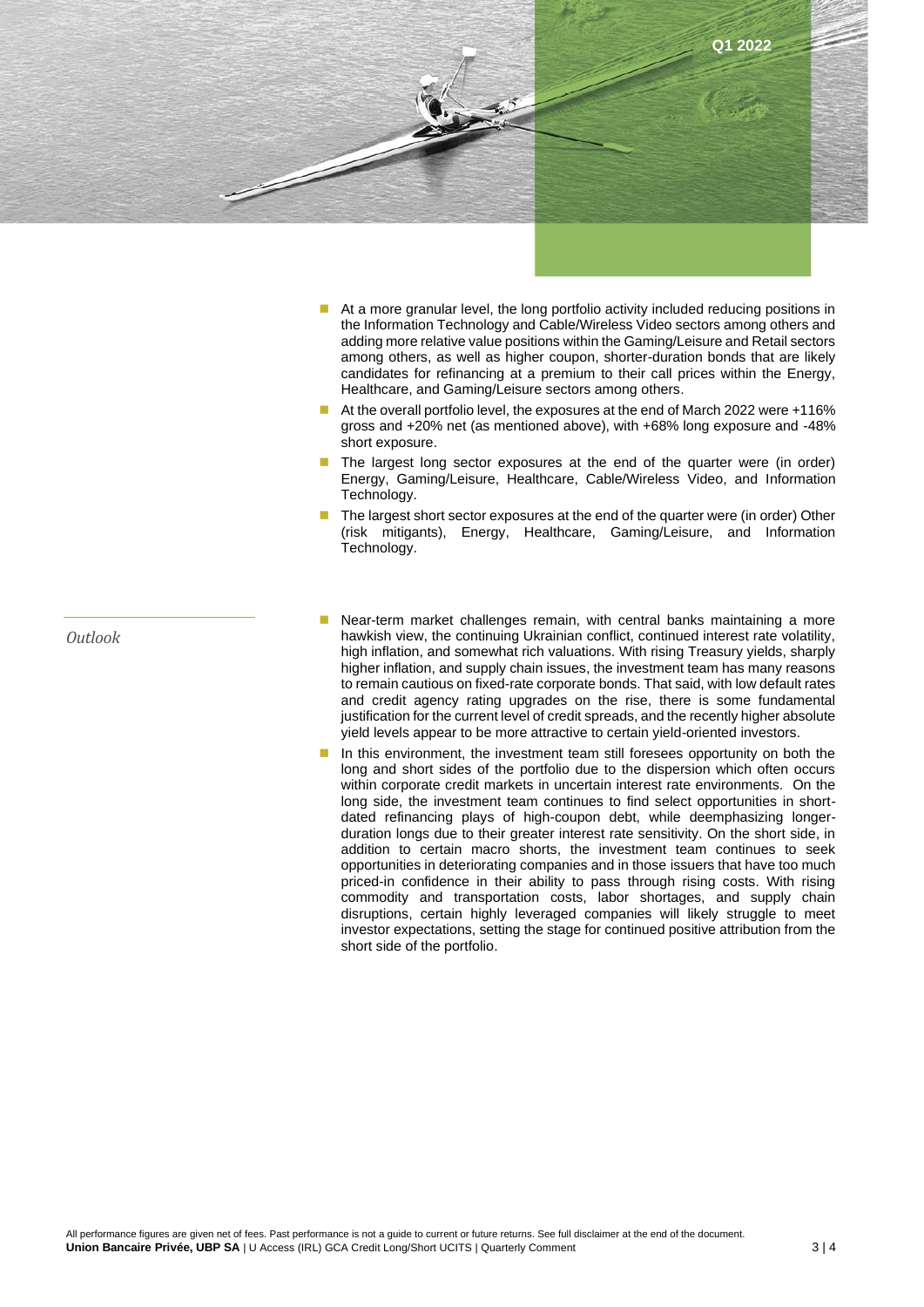- At a more granular level, the long portfolio activity included reducing positions in the Information Technology and Cable/Wireless Video sectors among others and adding more relative value positions within the Gaming/Leisure and Retail sectors among others, as well as higher coupon, shorter-duration bonds that are likely candidates for refinancing at a premium to their call prices within the Energy, Healthcare, and Gaming/Leisure sectors among others.
- At the overall portfolio level, the exposures at the end of March 2022 were +116% gross and +20% net (as mentioned above), with +68% long exposure and -48% short exposure.
- The largest long sector exposures at the end of the quarter were (in order) Energy, Gaming/Leisure, Healthcare, Cable/Wireless Video, and Information Technology.
- The largest short sector exposures at the end of the quarter were (in order) Other (risk mitigants), Energy, Healthcare, Gaming/Leisure, and Information Technology.

## *Outlook*

- Near-term market challenges remain, with central banks maintaining a more hawkish view, the continuing Ukrainian conflict, continued interest rate volatility, high inflation, and somewhat rich valuations. With rising Treasury yields, sharply higher inflation, and supply chain issues, the investment team has many reasons to remain cautious on fixed-rate corporate bonds. That said, with low default rates and credit agency rating upgrades on the rise, there is some fundamental justification for the current level of credit spreads, and the recently higher absolute yield levels appear to be more attractive to certain yield-oriented investors.
- In this environment, the investment team still foresees opportunity on both the long and short sides of the portfolio due to the dispersion which often occurs within corporate credit markets in uncertain interest rate environments. On the long side, the investment team continues to find select opportunities in short-dated refinancing plays of high-coupon debt, while deemphasizing longer-duration longs due to their greater interest rate sensitivity. On the short side, in addition to certain macro shorts, the investment team continues to seek opportunities in deteriorating companies and in those issuers that have too much priced-in confidence in their ability to pass through rising costs. With rising commodity and transportation costs, labor shortages, and supply chain disruptions, certain highly leveraged companies will likely struggle to meet investor expectations, setting the stage for continued positive attribution from the short side of the portfolio.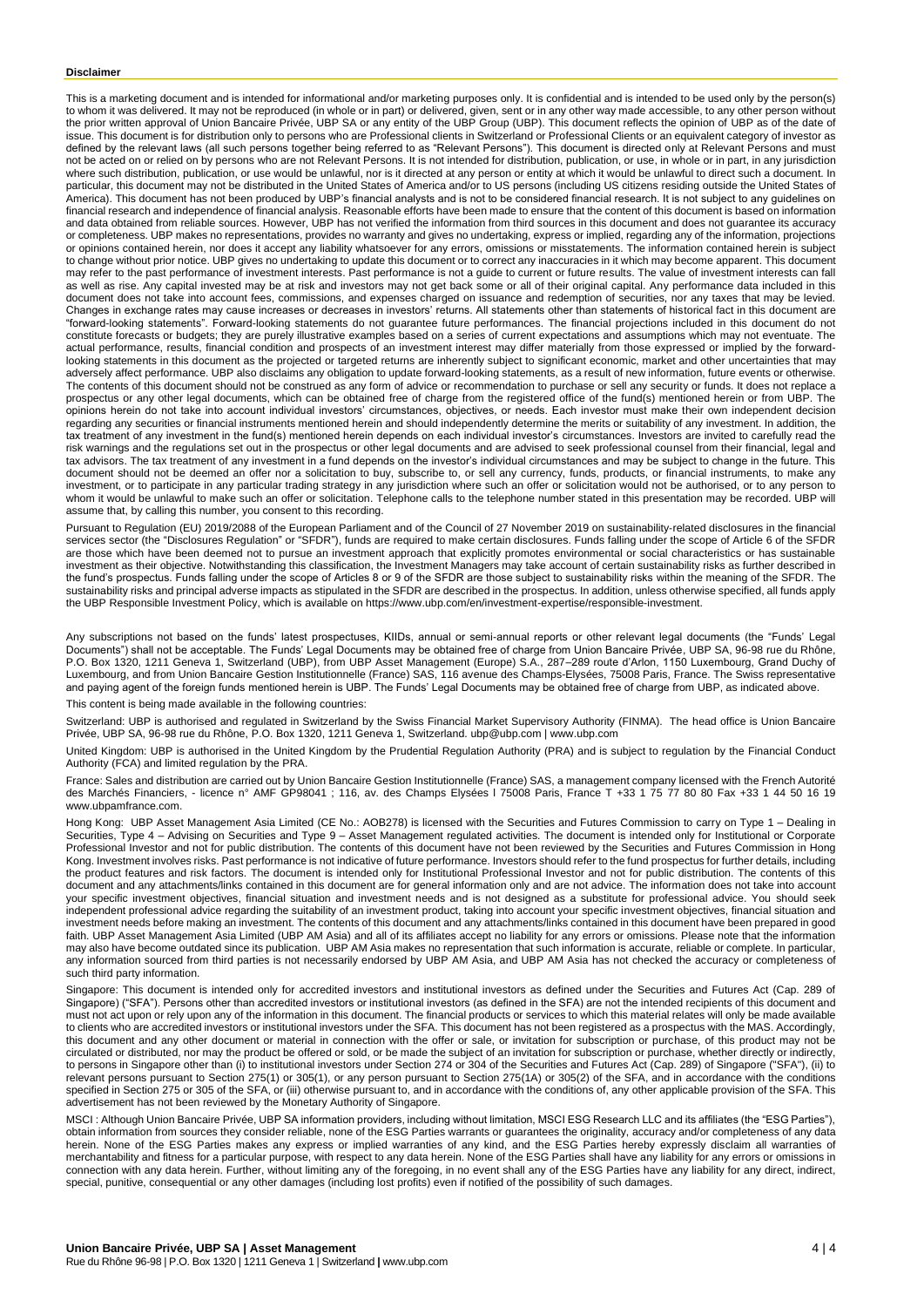**Disclaimer**

This is a marketing document and is intended for informational and/or marketing purposes only. It is confidential and is intended to be used only by the person(s) to whom it was delivered. It may not be reproduced (in whole or in part) or delivered, given, sent or in any other way made accessible, to any other person without the prior written approval of Union Bancaire Privée, UBP SA or any entity of the UBP Group (UBP). This document reflects the opinion of UBP as of the date of issue. This document is for distribution only to persons who are Professional clients in Switzerland or Professional Clients or an equivalent category of investor as defined by the relevant laws (all such persons together being referred to as "Relevant Persons"). This document is directed only at Relevant Persons and must not be acted on or relied on by persons who are not Relevant Persons. It is not intended for distribution, publication, or use, in whole or in part, in any jurisdiction where such distribution, publication, or use would be unlawful, nor is it directed at any person or entity at which it would be unlawful to direct such a document. In particular, this document may not be distributed in the United States of America and/or to US persons (including US citizens residing outside the United States of America). This document has not been produced by UBP's financial analysts and is not to be considered financial research. It is not subject to any guidelines on financial research and independence of financial analysis. Reasonable efforts have been made to ensure that the content of this document is based on information and data obtained from reliable sources. However, UBP has not verified the information from third sources in this document and does not guarantee its accuracy or completeness. UBP makes no representations, provides no warranty and gives no undertaking, express or implied, regarding any of the information, projections or opinions contained herein, nor does it accept any liability whatsoever for any errors, omissions or misstatements. The information contained herein is subject to change without prior notice. UBP gives no undertaking to update this document or to correct any inaccuracies in it which may become apparent. This document may refer to the past performance of investment interests. Past performance is not a guide to current or future results. The value of investment interests can fall as well as rise. Any capital invested may be at risk and investors may not get back some or all of their original capital. Any performance data included in this document does not take into account fees, commissions, and expenses charged on issuance and redemption of securities, nor any taxes that may be levied. Changes in exchange rates may cause increases or decreases in investors' returns. All statements other than statements of historical fact in this document are "forward-looking statements". Forward-looking statements do not guarantee future performances. The financial projections included in this document do not constitute forecasts or budgets; they are purely illustrative examples based on a series of current expectations and assumptions which may not eventuate. The actual performance, results, financial condition and prospects of an investment interest may differ materially from those expressed or implied by the forward-looking statements in this document as the projected or targeted returns are inherently subject to significant economic, market and other uncertainties that may adversely affect performance. UBP also disclaims any obligation to update forward-looking statements, as a result of new information, future events or otherwise. The contents of this document should not be construed as any form of advice or recommendation to purchase or sell any security or funds. It does not replace a prospectus or any other legal documents, which can be obtained free of charge from the registered office of the fund(s) mentioned herein or from UBP. The opinions herein do not take into account individual investors' circumstances, objectives, or needs. Each investor must make their own independent decision regarding any securities or financial instruments mentioned herein and should independently determine the merits or suitability of any investment. In addition, the tax treatment of any investment in the fund(s) mentioned herein depends on each individual investor's circumstances. Investors are invited to carefully read the risk warnings and the regulations set out in the prospectus or other legal documents and are advised to seek professional counsel from their financial, legal and tax advisors. The tax treatment of any investment in a fund depends on the investor's individual circumstances and may be subject to change in the future. This document should not be deemed an offer nor a solicitation to buy, subscribe to, or sell any currency, funds, products, or financial instruments, to make any investment, or to participate in any particular trading strategy in any jurisdiction where such an offer or solicitation would not be authorised, or to any person to whom it would be unlawful to make such an offer or solicitation. Telephone calls to the telephone number stated in this presentation may be recorded. UBP will assume that, by calling this number, you consent to this recording.

Pursuant to Regulation (EU) 2019/2088 of the European Parliament and of the Council of 27 November 2019 on sustainability-related disclosures in the financial services sector (the "Disclosures Regulation" or "SFDR"), funds are required to make certain disclosures. Funds falling under the scope of Article 6 of the SFDR are those which have been deemed not to pursue an investment approach that explicitly promotes environmental or social characteristics or has sustainable investment as their objective. Notwithstanding this classification, the Investment Managers may take account of certain sustainability risks as further described in the fund's prospectus. Funds falling under the scope of Articles 8 or 9 of the SFDR are those subject to sustainability risks within the meaning of the SFDR. The sustainability risks and principal adverse impacts as stipulated in the SFDR are described in the prospectus. In addition, unless otherwise specified, all funds apply the UBP Responsible Investment Policy, which is available on https://www.ubp.com/en/investment-expertise/responsible-investment.

Any subscriptions not based on the funds' latest prospectuses, KIIDs, annual or semi-annual reports or other relevant legal documents (the "Funds' Legal Documents") shall not be acceptable. The Funds' Legal Documents may be obtained free of charge from Union Bancaire Privée, UBP SA, 96-98 rue du Rhône, P.O. Box 1320, 1211 Geneva 1, Switzerland (UBP), from UBP Asset Management (Europe) S.A., 287–289 route d'Arlon, 1150 Luxembourg, Grand Duchy of Luxembourg, and from Union Bancaire Gestion Institutionnelle (France) SAS, 116 avenue des Champs-Elysées, 75008 Paris, France. The Swiss representative and paying agent of the foreign funds mentioned herein is UBP. The Funds' Legal Documents may be obtained free of charge from UBP, as indicated above.

This content is being made available in the following countries:

Switzerland: UBP is authorised and regulated in Switzerland by the Swiss Financial Market Supervisory Authority (FINMA). The head office is Union Bancaire Privée, UBP SA, 96-98 rue du Rhône, P.O. Box 1320, 1211 Geneva 1, Switzerland. ubp@ubp.com | www.ubp.com

United Kingdom: UBP is authorised in the United Kingdom by the Prudential Regulation Authority (PRA) and is subject to regulation by the Financial Conduct Authority (FCA) and limited regulation by the PRA.

France: Sales and distribution are carried out by Union Bancaire Gestion Institutionnelle (France) SAS, a management company licensed with the French Autorité des Marchés Financiers, - licence n° AMF GP98041 ; 116, av. des Champs Elysées l 75008 Paris, France T +33 1 75 77 80 80 Fax +33 1 44 50 16 19 www.ubpamfrance.com.

Hong Kong: UBP Asset Management Asia Limited (CE No.: AOB278) is licensed with the Securities and Futures Commission to carry on Type 1 – Dealing in Securities, Type 4 – Advising on Securities and Type 9 – Asset Management regulated activities. The document is intended only for Institutional or Corporate Professional Investor and not for public distribution. The contents of this document have not been reviewed by the Securities and Futures Commission in Hong Kong. Investment involves risks. Past performance is not indicative of future performance. Investors should refer to the fund prospectus for further details, including the product features and risk factors. The document is intended only for Institutional Professional Investor and not for public distribution. The contents of this document and any attachments/links contained in this document are for general information only and are not advice. The information does not take into account your specific investment objectives, financial situation and investment needs and is not designed as a substitute for professional advice. You should seek independent professional advice regarding the suitability of an investment product, taking into account your specific investment objectives, financial situation and investment needs before making an investment. The contents of this document and any attachments/links contained in this document have been prepared in good faith. UBP Asset Management Asia Limited (UBP AM Asia) and all of its affiliates accept no liability for any errors or omissions. Please note that the information may also have become outdated since its publication. UBP AM Asia makes no representation that such information is accurate, reliable or complete. In particular, any information sourced from third parties is not necessarily endorsed by UBP AM Asia, and UBP AM Asia has not checked the accuracy or completeness of such third party information.

Singapore: This document is intended only for accredited investors and institutional investors as defined under the Securities and Futures Act (Cap. 289 of Singapore) ("SFA"). Persons other than accredited investors or institutional investors (as defined in the SFA) are not the intended recipients of this document and must not act upon or rely upon any of the information in this document. The financial products or services to which this material relates will only be made available to clients who are accredited investors or institutional investors under the SFA. This document has not been registered as a prospectus with the MAS. Accordingly, this document and any other document or material in connection with the offer or sale, or invitation for subscription or purchase, of this product may not be circulated or distributed, nor may the product be offered or sold, or be made the subject of an invitation for subscription or purchase, whether directly or indirectly, to persons in Singapore other than (i) to institutional investors under Section 274 or 304 of the Securities and Futures Act (Cap. 289) of Singapore ("SFA"), (ii) to relevant persons pursuant to Section 275(1) or 305(1), or any person pursuant to Section 275(1A) or 305(2) of the SFA, and in accordance with the conditions specified in Section 275 or 305 of the SFA, or (iii) otherwise pursuant to, and in accordance with the conditions of, any other applicable provision of the SFA. This advertisement has not been reviewed by the Monetary Authority of Singapore.

MSCI : Although Union Bancaire Privée, UBP SA information providers, including without limitation, MSCI ESG Research LLC and its affiliates (the "ESG Parties"), obtain information from sources they consider reliable, none of the ESG Parties warrants or guarantees the originality, accuracy and/or completeness of any data herein. None of the ESG Parties makes any express or implied warranties of any kind, and the ESG Parties hereby expressly disclaim all warranties of merchantability and fitness for a particular purpose, with respect to any data herein. None of the ESG Parties shall have any liability for any errors or omissions in connection with any data herein. Further, without limiting any of the foregoing, in no event shall any of the ESG Parties have any liability for any direct, indirect, special, punitive, consequential or any other damages (including lost profits) even if notified of the possibility of such damages.